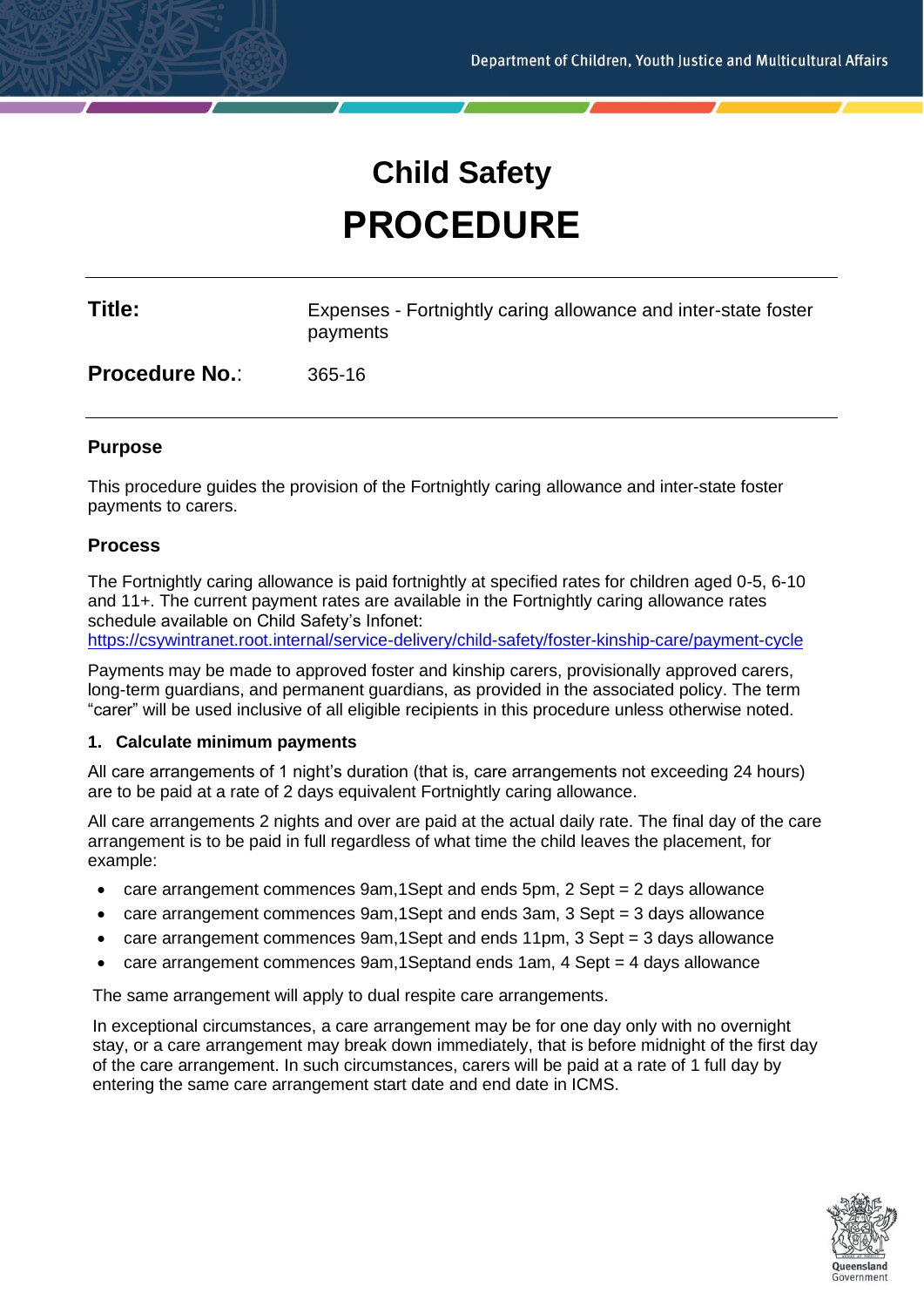# Child Safety

# PROCEDURE

| | |
|---|---|
| **Title:** | Expenses - Fortnightly caring allowance and inter-state foster payments |
| **Procedure No.**: | 365-16 |

## Purpose

This procedure guides the provision of the Fortnightly caring allowance and inter-state foster payments to carers.

## Process

The Fortnightly caring allowance is paid fortnightly at specified rates for children aged 0-5, 6-10 and 11+. The current payment rates are available in the Fortnightly caring allowance rates schedule available on Child Safety's Infonet: https://csywintranet.root.internal/service-delivery/child-safety/foster-kinship-care/payment-cycle

Payments may be made to approved foster and kinship carers, provisionally approved carers, long-term guardians, and permanent guardians, as provided in the associated policy. The term "carer" will be used inclusive of all eligible recipients in this procedure unless otherwise noted.

### 1. Calculate minimum payments

All care arrangements of 1 night's duration (that is, care arrangements not exceeding 24 hours) are to be paid at a rate of 2 days equivalent Fortnightly caring allowance.

All care arrangements 2 nights and over are paid at the actual daily rate. The final day of the care arrangement is to be paid in full regardless of what time the child leaves the placement, for example:

- care arrangement commences 9am,1Sept and ends 5pm, 2 Sept = 2 days allowance
- care arrangement commences 9am,1Sept and ends 3am, 3 Sept = 3 days allowance
- care arrangement commences 9am,1Sept and ends 11pm, 3 Sept = 3 days allowance
- care arrangement commences 9am,1Septand ends 1am, 4 Sept = 4 days allowance

The same arrangement will apply to dual respite care arrangements.

In exceptional circumstances, a care arrangement may be for one day only with no overnight stay, or a care arrangement may break down immediately, that is before midnight of the first day of the care arrangement. In such circumstances, carers will be paid at a rate of 1 full day by entering the same care arrangement start date and end date in ICMS.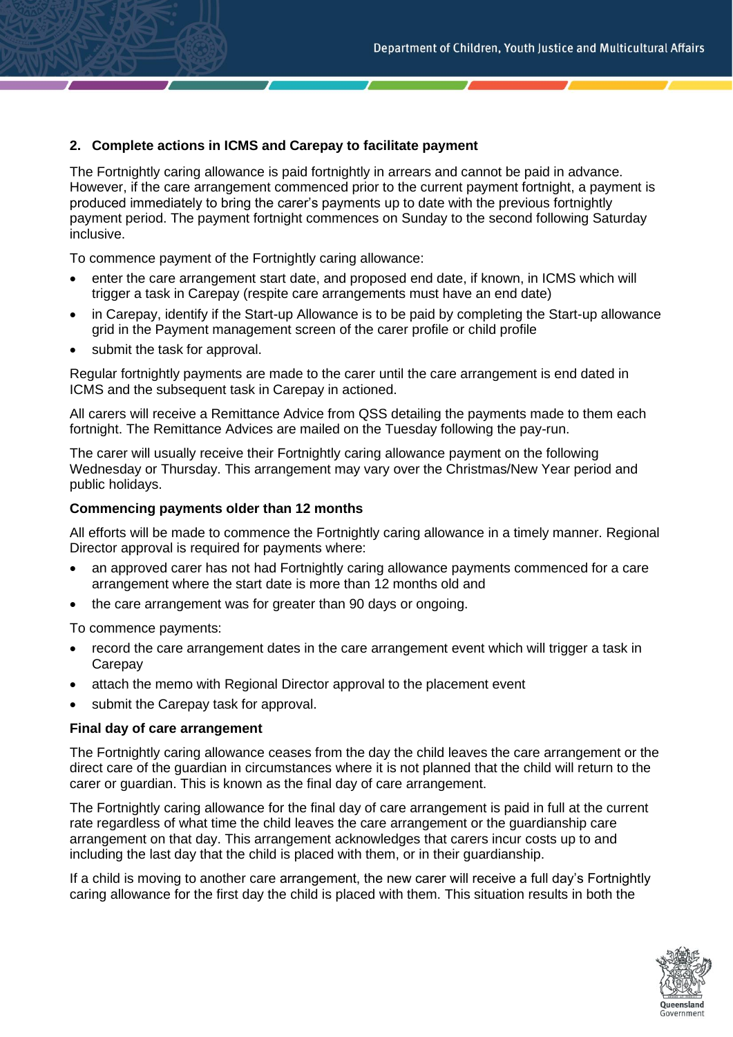## 2. Complete actions in ICMS and Carepay to facilitate payment

The Fortnightly caring allowance is paid fortnightly in arrears and cannot be paid in advance. However, if the care arrangement commenced prior to the current payment fortnight, a payment is produced immediately to bring the carer's payments up to date with the previous fortnightly payment period. The payment fortnight commences on Sunday to the second following Saturday inclusive.

To commence payment of the Fortnightly caring allowance:

- enter the care arrangement start date, and proposed end date, if known, in ICMS which will trigger a task in Carepay (respite care arrangements must have an end date)
- in Carepay, identify if the Start-up Allowance is to be paid by completing the Start-up allowance grid in the Payment management screen of the carer profile or child profile
- submit the task for approval.

Regular fortnightly payments are made to the carer until the care arrangement is end dated in ICMS and the subsequent task in Carepay in actioned.

All carers will receive a Remittance Advice from QSS detailing the payments made to them each fortnight. The Remittance Advices are mailed on the Tuesday following the pay-run.

The carer will usually receive their Fortnightly caring allowance payment on the following Wednesday or Thursday. This arrangement may vary over the Christmas/New Year period and public holidays.

### Commencing payments older than 12 months

All efforts will be made to commence the Fortnightly caring allowance in a timely manner. Regional Director approval is required for payments where:

- an approved carer has not had Fortnightly caring allowance payments commenced for a care arrangement where the start date is more than 12 months old and
- the care arrangement was for greater than 90 days or ongoing.

To commence payments:

- record the care arrangement dates in the care arrangement event which will trigger a task in Carepay
- attach the memo with Regional Director approval to the placement event
- submit the Carepay task for approval.

### Final day of care arrangement

The Fortnightly caring allowance ceases from the day the child leaves the care arrangement or the direct care of the guardian in circumstances where it is not planned that the child will return to the carer or guardian. This is known as the final day of care arrangement.

The Fortnightly caring allowance for the final day of care arrangement is paid in full at the current rate regardless of what time the child leaves the care arrangement or the guardianship care arrangement on that day. This arrangement acknowledges that carers incur costs up to and including the last day that the child is placed with them, or in their guardianship.

If a child is moving to another care arrangement, the new carer will receive a full day's Fortnightly caring allowance for the first day the child is placed with them. This situation results in both the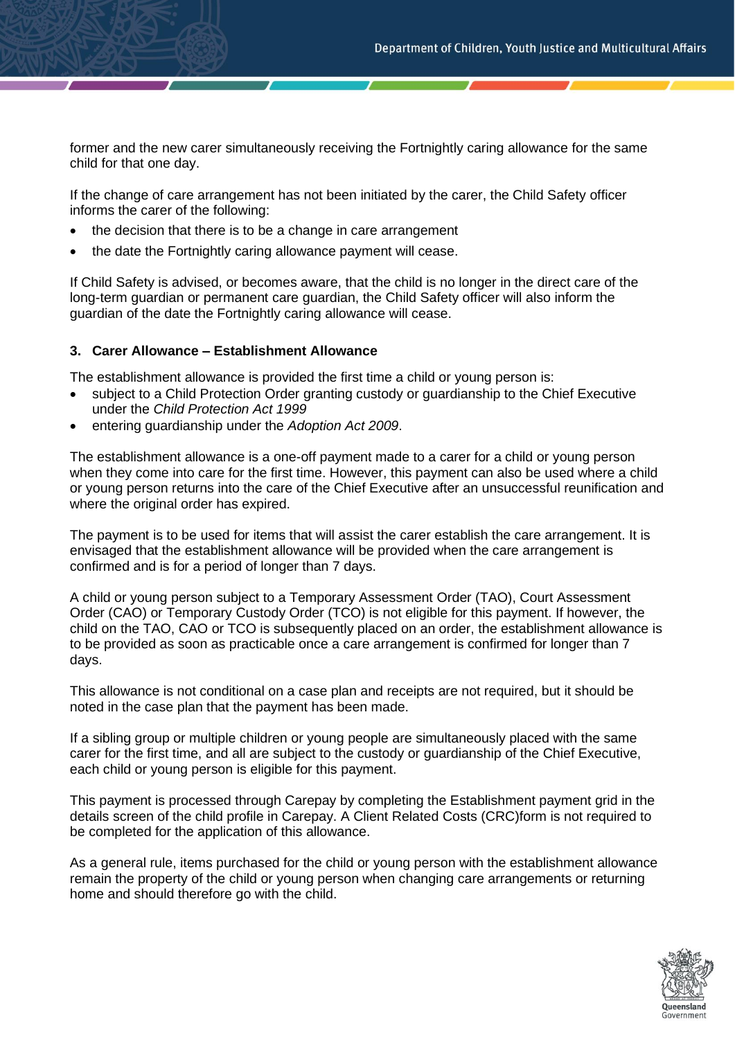former and the new carer simultaneously receiving the Fortnightly caring allowance for the same child for that one day.

If the change of care arrangement has not been initiated by the carer, the Child Safety officer informs the carer of the following:

- the decision that there is to be a change in care arrangement
- the date the Fortnightly caring allowance payment will cease.

If Child Safety is advised, or becomes aware, that the child is no longer in the direct care of the long-term guardian or permanent care guardian, the Child Safety officer will also inform the guardian of the date the Fortnightly caring allowance will cease.

### 3. Carer Allowance – Establishment Allowance

The establishment allowance is provided the first time a child or young person is:

- subject to a Child Protection Order granting custody or guardianship to the Chief Executive under the *Child Protection Act 1999*
- entering guardianship under the *Adoption Act 2009*.

The establishment allowance is a one-off payment made to a carer for a child or young person when they come into care for the first time. However, this payment can also be used where a child or young person returns into the care of the Chief Executive after an unsuccessful reunification and where the original order has expired.

The payment is to be used for items that will assist the carer establish the care arrangement. It is envisaged that the establishment allowance will be provided when the care arrangement is confirmed and is for a period of longer than 7 days.

A child or young person subject to a Temporary Assessment Order (TAO), Court Assessment Order (CAO) or Temporary Custody Order (TCO) is not eligible for this payment. If however, the child on the TAO, CAO or TCO is subsequently placed on an order, the establishment allowance is to be provided as soon as practicable once a care arrangement is confirmed for longer than 7 days.

This allowance is not conditional on a case plan and receipts are not required, but it should be noted in the case plan that the payment has been made.

If a sibling group or multiple children or young people are simultaneously placed with the same carer for the first time, and all are subject to the custody or guardianship of the Chief Executive, each child or young person is eligible for this payment.

This payment is processed through Carepay by completing the Establishment payment grid in the details screen of the child profile in Carepay. A Client Related Costs (CRC)form is not required to be completed for the application of this allowance.

As a general rule, items purchased for the child or young person with the establishment allowance remain the property of the child or young person when changing care arrangements or returning home and should therefore go with the child.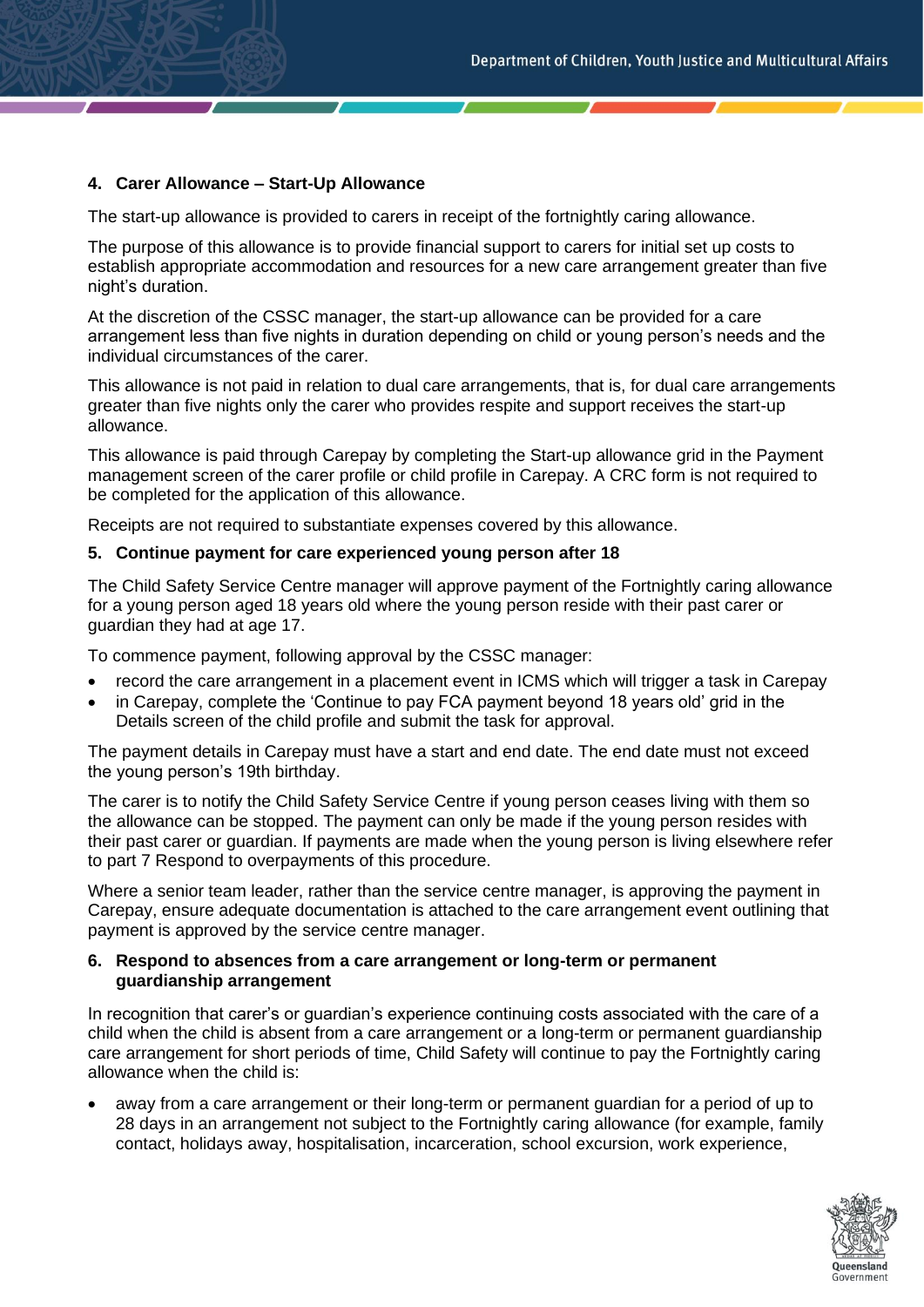### 4. Carer Allowance – Start-Up Allowance

The start-up allowance is provided to carers in receipt of the fortnightly caring allowance.

The purpose of this allowance is to provide financial support to carers for initial set up costs to establish appropriate accommodation and resources for a new care arrangement greater than five night's duration.

At the discretion of the CSSC manager, the start-up allowance can be provided for a care arrangement less than five nights in duration depending on child or young person's needs and the individual circumstances of the carer.

This allowance is not paid in relation to dual care arrangements, that is, for dual care arrangements greater than five nights only the carer who provides respite and support receives the start-up allowance.

This allowance is paid through Carepay by completing the Start-up allowance grid in the Payment management screen of the carer profile or child profile in Carepay. A CRC form is not required to be completed for the application of this allowance.

Receipts are not required to substantiate expenses covered by this allowance.

### 5. Continue payment for care experienced young person after 18

The Child Safety Service Centre manager will approve payment of the Fortnightly caring allowance for a young person aged 18 years old where the young person reside with their past carer or guardian they had at age 17.

To commence payment, following approval by the CSSC manager:

- record the care arrangement in a placement event in ICMS which will trigger a task in Carepay
- in Carepay, complete the 'Continue to pay FCA payment beyond 18 years old' grid in the Details screen of the child profile and submit the task for approval.

The payment details in Carepay must have a start and end date. The end date must not exceed the young person's 19th birthday.

The carer is to notify the Child Safety Service Centre if young person ceases living with them so the allowance can be stopped. The payment can only be made if the young person resides with their past carer or guardian. If payments are made when the young person is living elsewhere refer to part 7 Respond to overpayments of this procedure.

Where a senior team leader, rather than the service centre manager, is approving the payment in Carepay, ensure adequate documentation is attached to the care arrangement event outlining that payment is approved by the service centre manager.

### 6. Respond to absences from a care arrangement or long-term or permanent guardianship arrangement

In recognition that carer's or guardian's experience continuing costs associated with the care of a child when the child is absent from a care arrangement or a long-term or permanent guardianship care arrangement for short periods of time, Child Safety will continue to pay the Fortnightly caring allowance when the child is:

- away from a care arrangement or their long-term or permanent guardian for a period of up to 28 days in an arrangement not subject to the Fortnightly caring allowance (for example, family contact, holidays away, hospitalisation, incarceration, school excursion, work experience,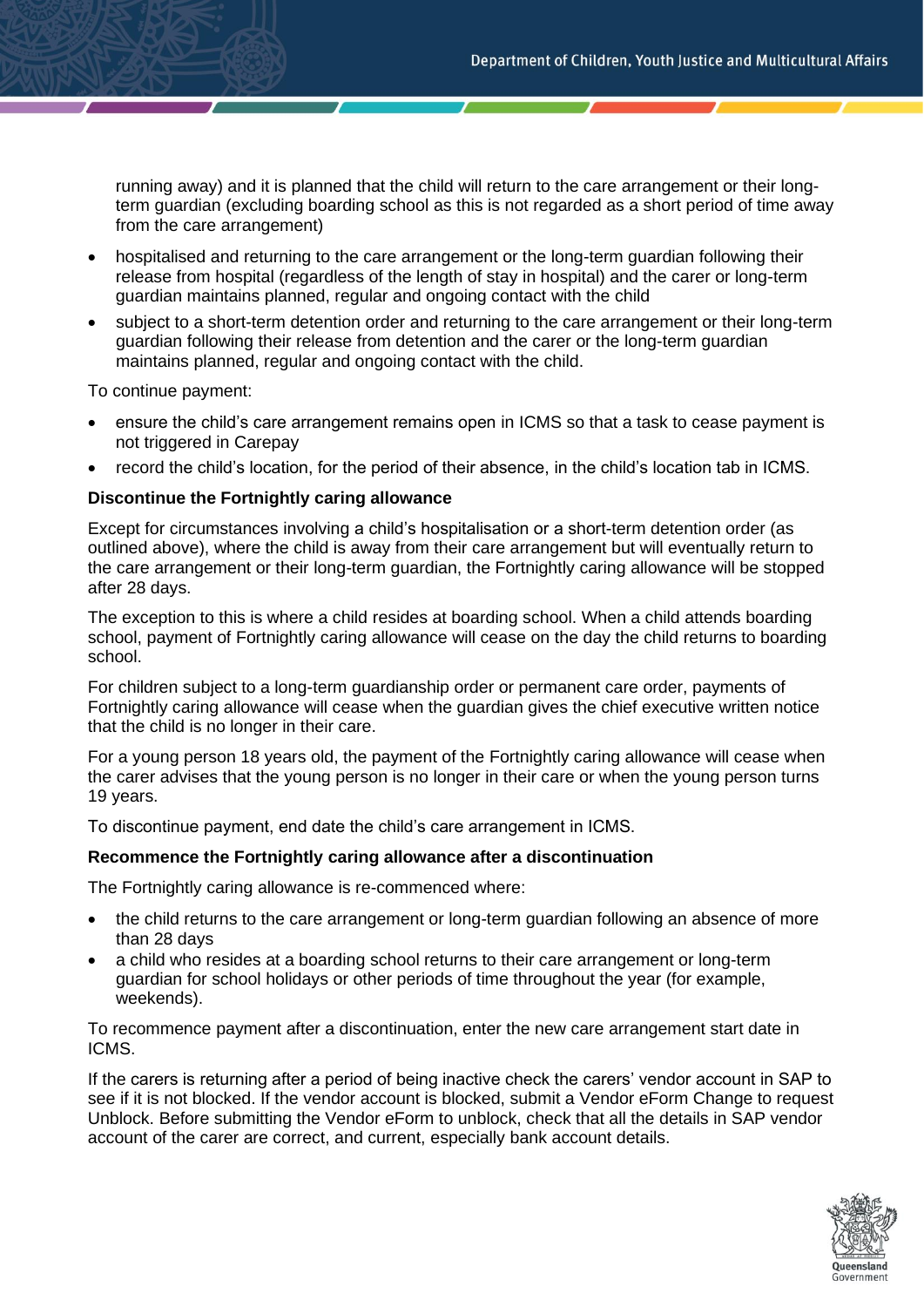running away) and it is planned that the child will return to the care arrangement or their long-term guardian (excluding boarding school as this is not regarded as a short period of time away from the care arrangement)

- hospitalised and returning to the care arrangement or the long-term guardian following their release from hospital (regardless of the length of stay in hospital) and the carer or long-term guardian maintains planned, regular and ongoing contact with the child
- subject to a short-term detention order and returning to the care arrangement or their long-term guardian following their release from detention and the carer or the long-term guardian maintains planned, regular and ongoing contact with the child.

To continue payment:

- ensure the child's care arrangement remains open in ICMS so that a task to cease payment is not triggered in Carepay
- record the child's location, for the period of their absence, in the child's location tab in ICMS.

**Discontinue the Fortnightly caring allowance**

Except for circumstances involving a child's hospitalisation or a short-term detention order (as outlined above), where the child is away from their care arrangement but will eventually return to the care arrangement or their long-term guardian, the Fortnightly caring allowance will be stopped after 28 days.

The exception to this is where a child resides at boarding school. When a child attends boarding school, payment of Fortnightly caring allowance will cease on the day the child returns to boarding school.

For children subject to a long-term guardianship order or permanent care order, payments of Fortnightly caring allowance will cease when the guardian gives the chief executive written notice that the child is no longer in their care.

For a young person 18 years old, the payment of the Fortnightly caring allowance will cease when the carer advises that the young person is no longer in their care or when the young person turns 19 years.

To discontinue payment, end date the child's care arrangement in ICMS.

**Recommence the Fortnightly caring allowance after a discontinuation**

The Fortnightly caring allowance is re-commenced where:

- the child returns to the care arrangement or long-term guardian following an absence of more than 28 days
- a child who resides at a boarding school returns to their care arrangement or long-term guardian for school holidays or other periods of time throughout the year (for example, weekends).

To recommence payment after a discontinuation, enter the new care arrangement start date in ICMS.

If the carers is returning after a period of being inactive check the carers' vendor account in SAP to see if it is not blocked. If the vendor account is blocked, submit a Vendor eForm Change to request Unblock. Before submitting the Vendor eForm to unblock, check that all the details in SAP vendor account of the carer are correct, and current, especially bank account details.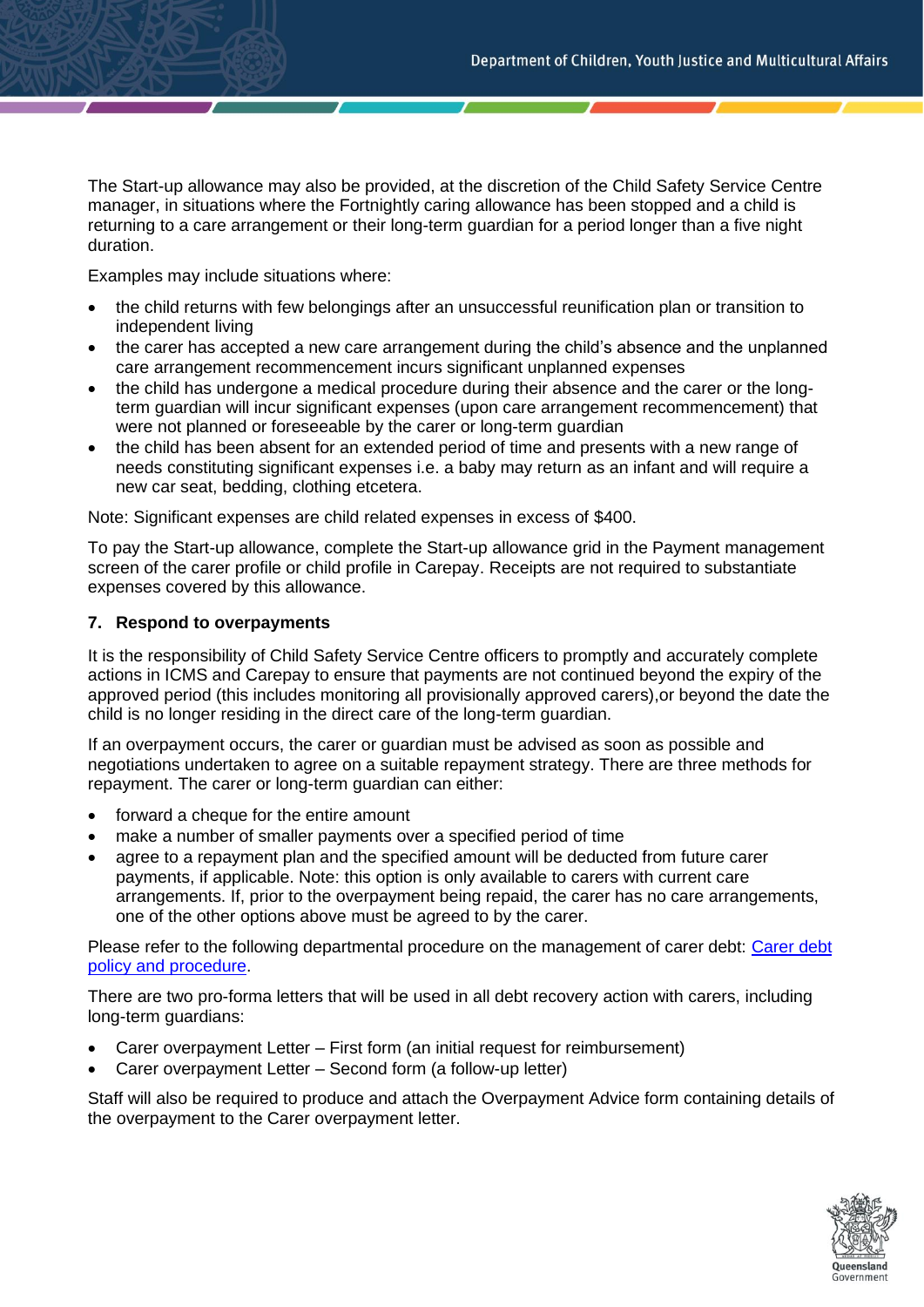The Start-up allowance may also be provided, at the discretion of the Child Safety Service Centre manager, in situations where the Fortnightly caring allowance has been stopped and a child is returning to a care arrangement or their long-term guardian for a period longer than a five night duration.

Examples may include situations where:

- the child returns with few belongings after an unsuccessful reunification plan or transition to independent living
- the carer has accepted a new care arrangement during the child's absence and the unplanned care arrangement recommencement incurs significant unplanned expenses
- the child has undergone a medical procedure during their absence and the carer or the long-term guardian will incur significant expenses (upon care arrangement recommencement) that were not planned or foreseeable by the carer or long-term guardian
- the child has been absent for an extended period of time and presents with a new range of needs constituting significant expenses i.e. a baby may return as an infant and will require a new car seat, bedding, clothing etcetera.

Note: Significant expenses are child related expenses in excess of $400.

To pay the Start-up allowance, complete the Start-up allowance grid in the Payment management screen of the carer profile or child profile in Carepay. Receipts are not required to substantiate expenses covered by this allowance.

### 7. Respond to overpayments

It is the responsibility of Child Safety Service Centre officers to promptly and accurately complete actions in ICMS and Carepay to ensure that payments are not continued beyond the expiry of the approved period (this includes monitoring all provisionally approved carers),or beyond the date the child is no longer residing in the direct care of the long-term guardian.

If an overpayment occurs, the carer or guardian must be advised as soon as possible and negotiations undertaken to agree on a suitable repayment strategy. There are three methods for repayment. The carer or long-term guardian can either:

- forward a cheque for the entire amount
- make a number of smaller payments over a specified period of time
- agree to a repayment plan and the specified amount will be deducted from future carer payments, if applicable. Note: this option is only available to carers with current care arrangements. If, prior to the overpayment being repaid, the carer has no care arrangements, one of the other options above must be agreed to by the carer.

Please refer to the following departmental procedure on the management of carer debt: Carer debt policy and procedure.

There are two pro-forma letters that will be used in all debt recovery action with carers, including long-term guardians:

- Carer overpayment Letter – First form (an initial request for reimbursement)
- Carer overpayment Letter – Second form (a follow-up letter)

Staff will also be required to produce and attach the Overpayment Advice form containing details of the overpayment to the Carer overpayment letter.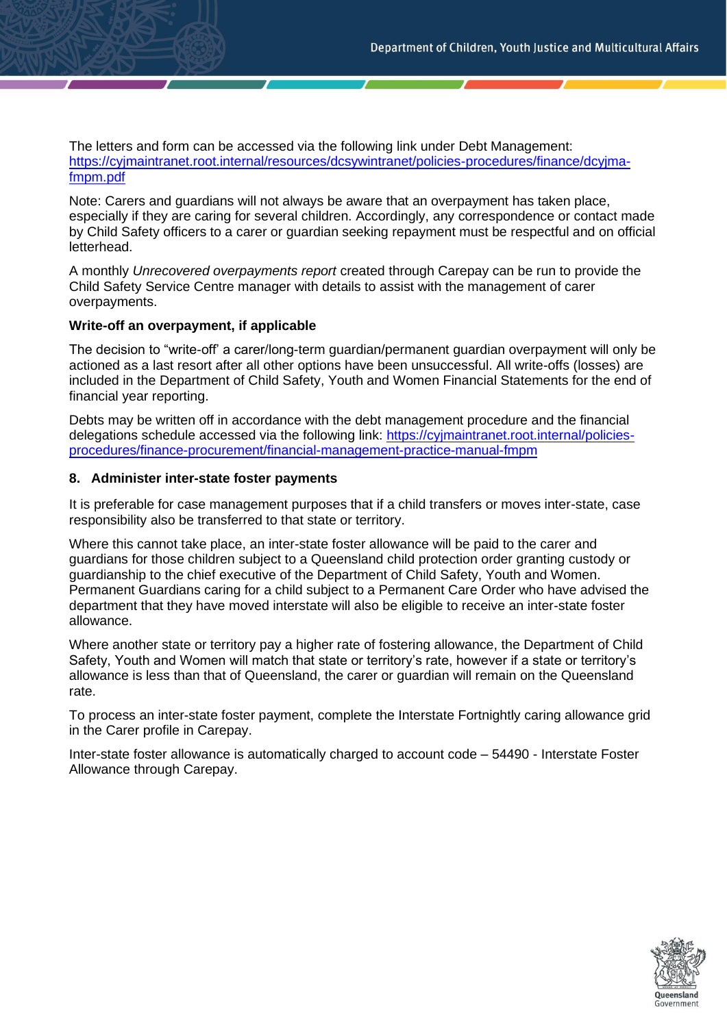The letters and form can be accessed via the following link under Debt Management: [https://cyjmaintranet.root.internal/resources/dcsywintranet/policies-procedures/finance/dcyjma-fmpm.pdf](https://cyjmaintranet.root.internal/resources/dcsywintranet/policies-procedures/finance/dcyjma-fmpm.pdf)

Note: Carers and guardians will not always be aware that an overpayment has taken place, especially if they are caring for several children. Accordingly, any correspondence or contact made by Child Safety officers to a carer or guardian seeking repayment must be respectful and on official letterhead.

A monthly *Unrecovered overpayments report* created through Carepay can be run to provide the Child Safety Service Centre manager with details to assist with the management of carer overpayments.

**Write-off an overpayment, if applicable**

The decision to "write-off' a carer/long-term guardian/permanent guardian overpayment will only be actioned as a last resort after all other options have been unsuccessful. All write-offs (losses) are included in the Department of Child Safety, Youth and Women Financial Statements for the end of financial year reporting.

Debts may be written off in accordance with the debt management procedure and the financial delegations schedule accessed via the following link: [https://cyjmaintranet.root.internal/policies-procedures/finance-procurement/financial-management-practice-manual-fmpm](https://cyjmaintranet.root.internal/policies-procedures/finance-procurement/financial-management-practice-manual-fmpm)

### 8. Administer inter-state foster payments

It is preferable for case management purposes that if a child transfers or moves inter-state, case responsibility also be transferred to that state or territory.

Where this cannot take place, an inter-state foster allowance will be paid to the carer and guardians for those children subject to a Queensland child protection order granting custody or guardianship to the chief executive of the Department of Child Safety, Youth and Women. Permanent Guardians caring for a child subject to a Permanent Care Order who have advised the department that they have moved interstate will also be eligible to receive an inter-state foster allowance.

Where another state or territory pay a higher rate of fostering allowance, the Department of Child Safety, Youth and Women will match that state or territory's rate, however if a state or territory's allowance is less than that of Queensland, the carer or guardian will remain on the Queensland rate.

To process an inter-state foster payment, complete the Interstate Fortnightly caring allowance grid in the Carer profile in Carepay.

Inter-state foster allowance is automatically charged to account code – 54490 - Interstate Foster Allowance through Carepay.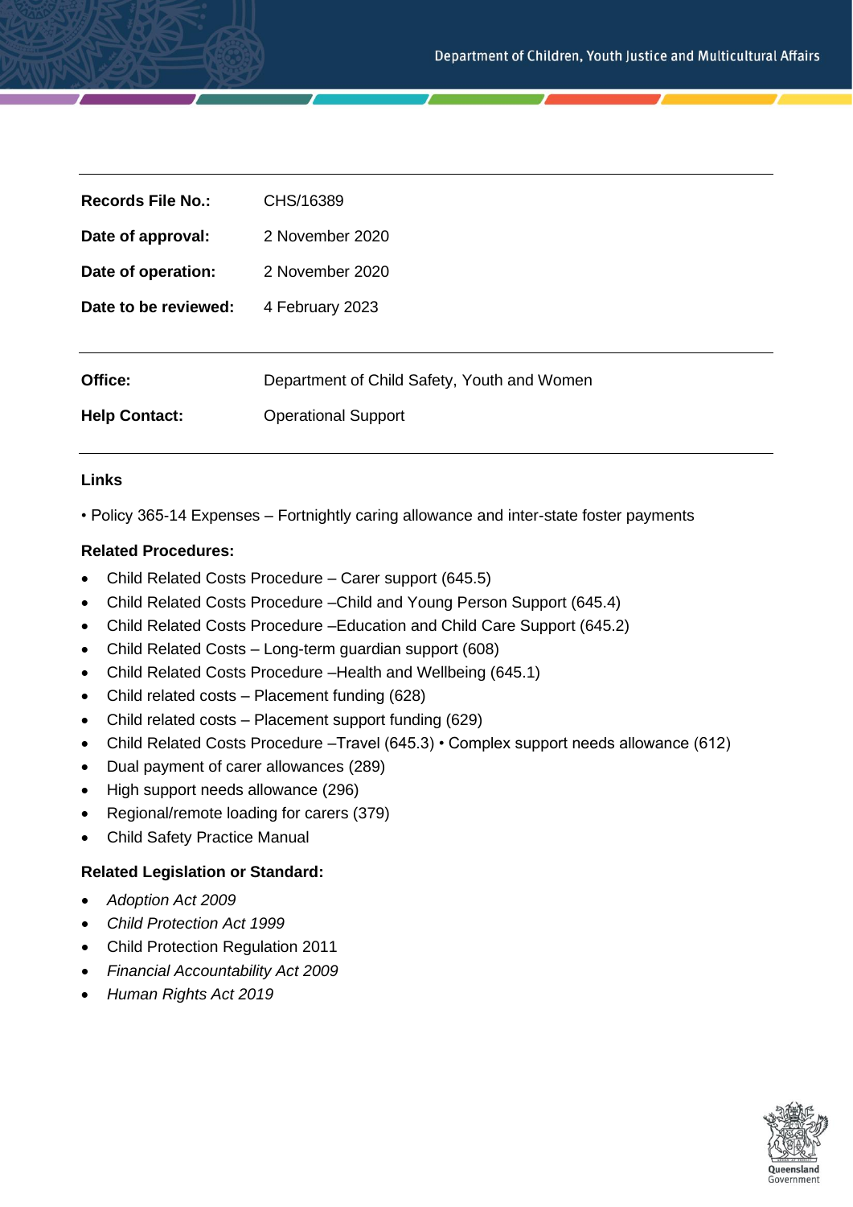| | |
|---|---|
| **Records File No.:** | CHS/16389 |
| **Date of approval:** | 2 November 2020 |
| **Date of operation:** | 2 November 2020 |
| **Date to be reviewed:** | 4 February 2023 |

| | |
|---|---|
| **Office:** | Department of Child Safety, Youth and Women |
| **Help Contact:** | Operational Support |

**Links**

• Policy 365-14 Expenses – Fortnightly caring allowance and inter-state foster payments

**Related Procedures:**

- Child Related Costs Procedure – Carer support (645.5)
- Child Related Costs Procedure –Child and Young Person Support (645.4)
- Child Related Costs Procedure –Education and Child Care Support (645.2)
- Child Related Costs – Long-term guardian support (608)
- Child Related Costs Procedure –Health and Wellbeing (645.1)
- Child related costs – Placement funding (628)
- Child related costs – Placement support funding (629)
- Child Related Costs Procedure –Travel (645.3) • Complex support needs allowance (612)
- Dual payment of carer allowances (289)
- High support needs allowance (296)
- Regional/remote loading for carers (379)
- Child Safety Practice Manual

**Related Legislation or Standard:**

- *Adoption Act 2009*
- *Child Protection Act 1999*
- Child Protection Regulation 2011
- *Financial Accountability Act 2009*
- *Human Rights Act 2019*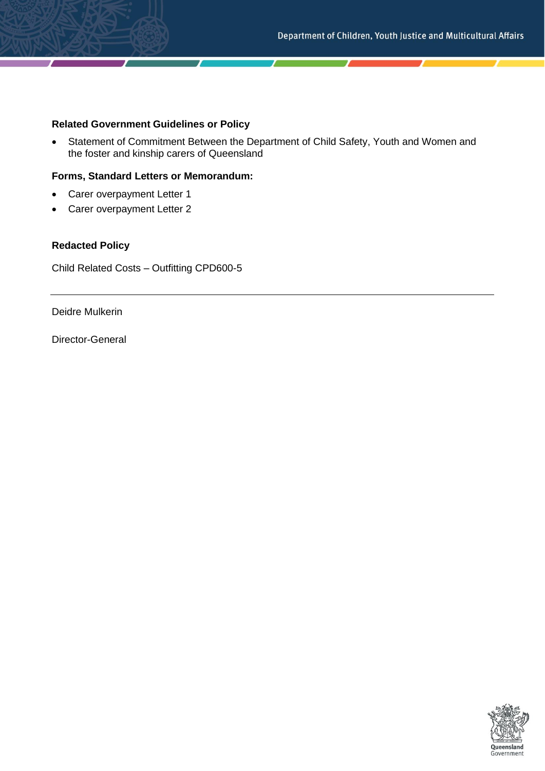**Related Government Guidelines or Policy**

- Statement of Commitment Between the Department of Child Safety, Youth and Women and the foster and kinship carers of Queensland

**Forms, Standard Letters or Memorandum:**

- Carer overpayment Letter 1
- Carer overpayment Letter 2

**Redacted Policy**

Child Related Costs – Outfitting CPD600-5

---

Deidre Mulkerin

Director-General